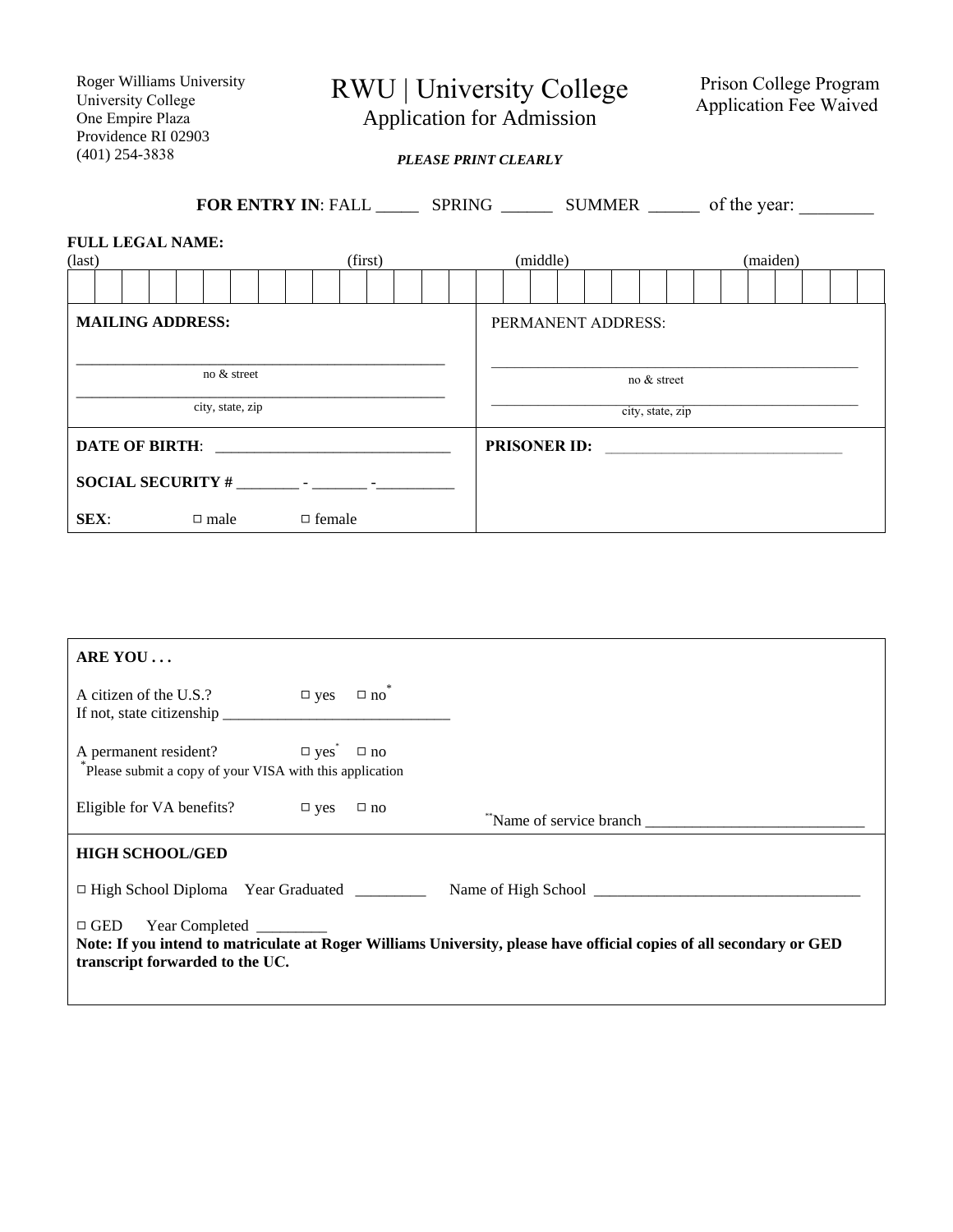Roger Williams University
University College
One Empire Plaza
Providence RI 02903
(401) 254-3838

# RWU | University College

## Application for Admission

Prison College Program
Application Fee Waived

***PLEASE PRINT CLEARLY***

**FOR ENTRY IN**: FALL _____ SPRING ______ SUMMER ______ of the year: ________

**FULL LEGAL NAME:**

(last) (first) (middle) (maiden)

| | | | | | | | | | | | | | | | | | | | | | | | | | | | | | |
|---|---|---|---|---|---|---|---|---|---|---|---|---|---|---|---|---|---|---|---|---|---|---|---|---|---|---|---|---|---|
| | | | | | | | | | | | | | | | | | | | | | | | | | | | | | |

**MAILING ADDRESS:**

_______________________________________________
no & street

_______________________________________________
city, state, zip

PERMANENT ADDRESS:

_______________________________________________
no & street

_______________________________________________
city, state, zip

**DATE OF BIRTH**: _______________________________

**SOCIAL SECURITY #** ________ - _______ -__________

**SEX**: ☐ male ☐ female

**PRISONER ID:** _______________________________

**ARE YOU . . .**

A citizen of the U.S.? ☐ yes ☐ no*
If not, state citizenship _____________________________

A permanent resident? ☐ yes* ☐ no
*Please submit a copy of your VISA with this application

Eligible for VA benefits? ☐ yes ☐ no **Name of service branch ____________________________

**HIGH SCHOOL/GED**

☐ High School Diploma Year Graduated _________ Name of High School __________________________________

☐ GED Year Completed _________

**Note: If you intend to matriculate at Roger Williams University, please have official copies of all secondary or GED transcript forwarded to the UC.**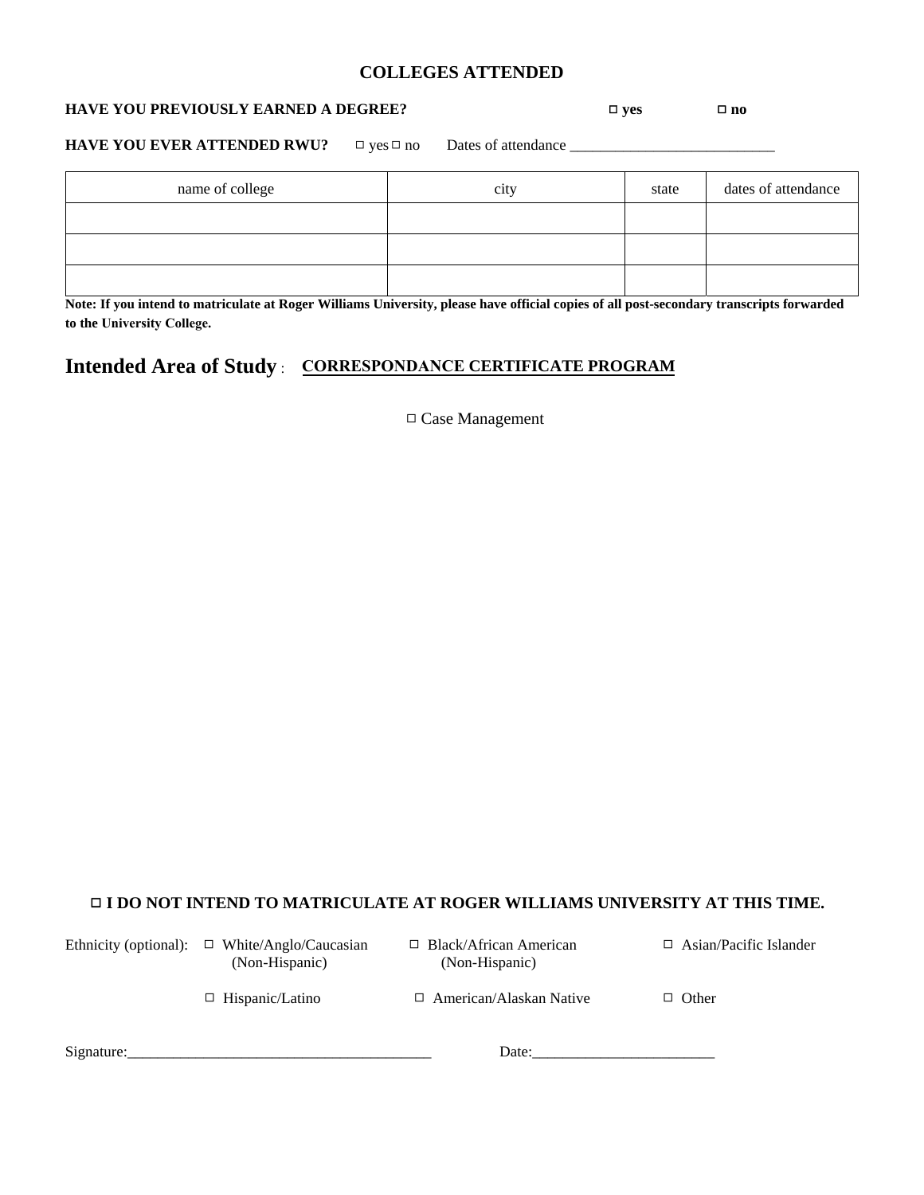## COLLEGES ATTENDED

**HAVE YOU PREVIOUSLY EARNED A DEGREE?** ◻ **yes** ◻ **no**

**HAVE YOU EVER ATTENDED RWU?** ◻ yes ◻ no Dates of attendance ___________________________

| name of college | city | state | dates of attendance |
|---|---|---|---|
| | | | |
| | | | |
| | | | |

**Note: If you intend to matriculate at Roger Williams University, please have official copies of all post-secondary transcripts forwarded to the University College.**

**Intended Area of Study** : **CORRESPONDANCE CERTIFICATE PROGRAM**

◻ Case Management

◻ **I DO NOT INTEND TO MATRICULATE AT ROGER WILLIAMS UNIVERSITY AT THIS TIME.**

Ethnicity (optional):

◻ White/Anglo/Caucasian (Non-Hispanic)
◻ Black/African American (Non-Hispanic)
◻ Asian/Pacific Islander
◻ Hispanic/Latino
◻ American/Alaskan Native
◻ Other

Signature:________________________________________ Date:________________________